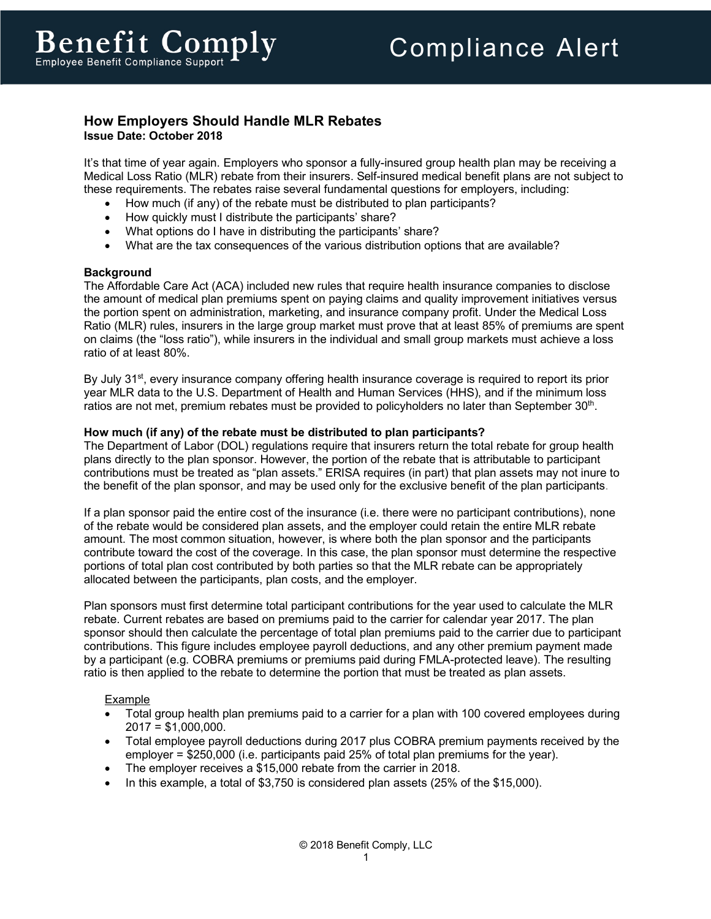# Benefit Comply
Employee Benefit Compliance Support

Compliance Alert

## How Employers Should Handle MLR Rebates

**Issue Date: October 2018**

It's that time of year again. Employers who sponsor a fully-insured group health plan may be receiving a Medical Loss Ratio (MLR) rebate from their insurers. Self-insured medical benefit plans are not subject to these requirements. The rebates raise several fundamental questions for employers, including:

- How much (if any) of the rebate must be distributed to plan participants?
- How quickly must I distribute the participants' share?
- What options do I have in distributing the participants' share?
- What are the tax consequences of the various distribution options that are available?

### Background

The Affordable Care Act (ACA) included new rules that require health insurance companies to disclose the amount of medical plan premiums spent on paying claims and quality improvement initiatives versus the portion spent on administration, marketing, and insurance company profit. Under the Medical Loss Ratio (MLR) rules, insurers in the large group market must prove that at least 85% of premiums are spent on claims (the "loss ratio"), while insurers in the individual and small group markets must achieve a loss ratio of at least 80%.

By July 31st, every insurance company offering health insurance coverage is required to report its prior year MLR data to the U.S. Department of Health and Human Services (HHS), and if the minimum loss ratios are not met, premium rebates must be provided to policyholders no later than September 30th.

### How much (if any) of the rebate must be distributed to plan participants?

The Department of Labor (DOL) regulations require that insurers return the total rebate for group health plans directly to the plan sponsor. However, the portion of the rebate that is attributable to participant contributions must be treated as "plan assets." ERISA requires (in part) that plan assets may not inure to the benefit of the plan sponsor, and may be used only for the exclusive benefit of the plan participants.

If a plan sponsor paid the entire cost of the insurance (i.e. there were no participant contributions), none of the rebate would be considered plan assets, and the employer could retain the entire MLR rebate amount. The most common situation, however, is where both the plan sponsor and the participants contribute toward the cost of the coverage. In this case, the plan sponsor must determine the respective portions of total plan cost contributed by both parties so that the MLR rebate can be appropriately allocated between the participants, plan costs, and the employer.

Plan sponsors must first determine total participant contributions for the year used to calculate the MLR rebate. Current rebates are based on premiums paid to the carrier for calendar year 2017. The plan sponsor should then calculate the percentage of total plan premiums paid to the carrier due to participant contributions. This figure includes employee payroll deductions, and any other premium payment made by a participant (e.g. COBRA premiums or premiums paid during FMLA-protected leave). The resulting ratio is then applied to the rebate to determine the portion that must be treated as plan assets.

<u>Example</u>

- Total group health plan premiums paid to a carrier for a plan with 100 covered employees during 2017 = $1,000,000.
- Total employee payroll deductions during 2017 plus COBRA premium payments received by the employer = $250,000 (i.e. participants paid 25% of total plan premiums for the year).
- The employer receives a $15,000 rebate from the carrier in 2018.
- In this example, a total of $3,750 is considered plan assets (25% of the $15,000).

© 2018 Benefit Comply, LLC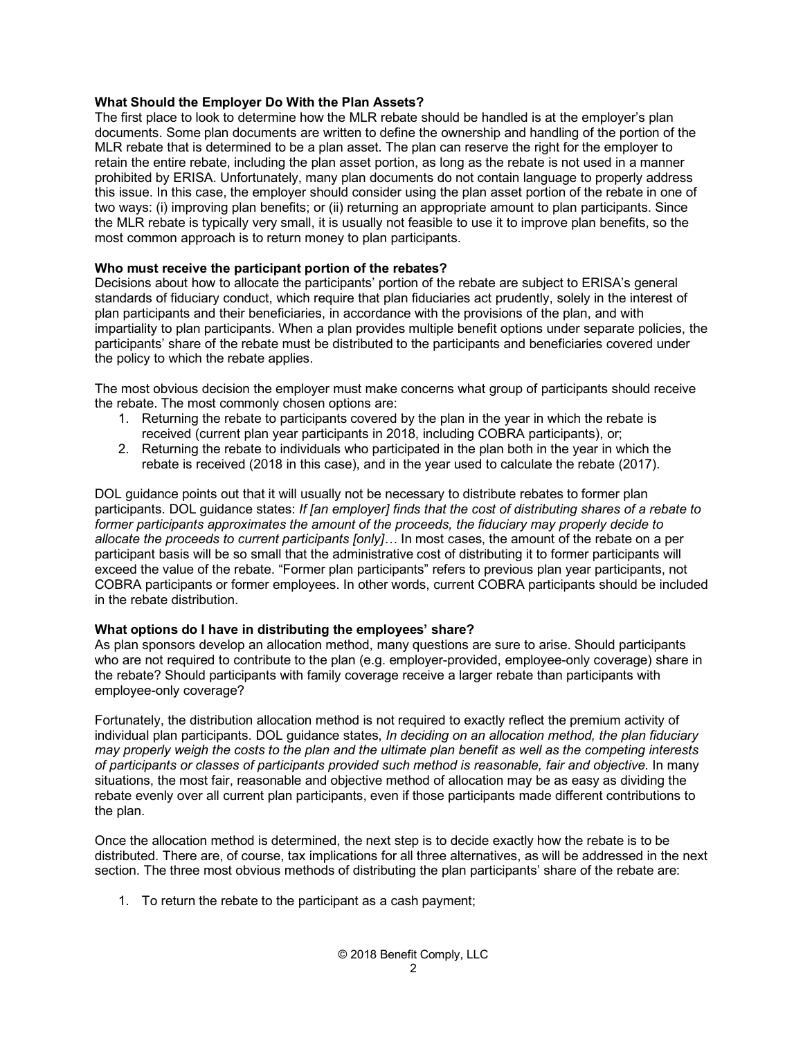**What Should the Employer Do With the Plan Assets?**

The first place to look to determine how the MLR rebate should be handled is at the employer's plan documents. Some plan documents are written to define the ownership and handling of the portion of the MLR rebate that is determined to be a plan asset. The plan can reserve the right for the employer to retain the entire rebate, including the plan asset portion, as long as the rebate is not used in a manner prohibited by ERISA. Unfortunately, many plan documents do not contain language to properly address this issue. In this case, the employer should consider using the plan asset portion of the rebate in one of two ways: (i) improving plan benefits; or (ii) returning an appropriate amount to plan participants. Since the MLR rebate is typically very small, it is usually not feasible to use it to improve plan benefits, so the most common approach is to return money to plan participants.

**Who must receive the participant portion of the rebates?**

Decisions about how to allocate the participants' portion of the rebate are subject to ERISA's general standards of fiduciary conduct, which require that plan fiduciaries act prudently, solely in the interest of plan participants and their beneficiaries, in accordance with the provisions of the plan, and with impartiality to plan participants. When a plan provides multiple benefit options under separate policies, the participants' share of the rebate must be distributed to the participants and beneficiaries covered under the policy to which the rebate applies.

The most obvious decision the employer must make concerns what group of participants should receive the rebate. The most commonly chosen options are:

1. Returning the rebate to participants covered by the plan in the year in which the rebate is received (current plan year participants in 2018, including COBRA participants), or;
2. Returning the rebate to individuals who participated in the plan both in the year in which the rebate is received (2018 in this case), and in the year used to calculate the rebate (2017).

DOL guidance points out that it will usually not be necessary to distribute rebates to former plan participants. DOL guidance states: *If [an employer] finds that the cost of distributing shares of a rebate to former participants approximates the amount of the proceeds, the fiduciary may properly decide to allocate the proceeds to current participants [only]…* In most cases, the amount of the rebate on a per participant basis will be so small that the administrative cost of distributing it to former participants will exceed the value of the rebate. "Former plan participants" refers to previous plan year participants, not COBRA participants or former employees. In other words, current COBRA participants should be included in the rebate distribution.

**What options do I have in distributing the employees' share?**

As plan sponsors develop an allocation method, many questions are sure to arise. Should participants who are not required to contribute to the plan (e.g. employer-provided, employee-only coverage) share in the rebate? Should participants with family coverage receive a larger rebate than participants with employee-only coverage?

Fortunately, the distribution allocation method is not required to exactly reflect the premium activity of individual plan participants. DOL guidance states, *In deciding on an allocation method, the plan fiduciary may properly weigh the costs to the plan and the ultimate plan benefit as well as the competing interests of participants or classes of participants provided such method is reasonable, fair and objective.* In many situations, the most fair, reasonable and objective method of allocation may be as easy as dividing the rebate evenly over all current plan participants, even if those participants made different contributions to the plan.

Once the allocation method is determined, the next step is to decide exactly how the rebate is to be distributed. There are, of course, tax implications for all three alternatives, as will be addressed in the next section. The three most obvious methods of distributing the plan participants' share of the rebate are:

1. To return the rebate to the participant as a cash payment;

© 2018 Benefit Comply, LLC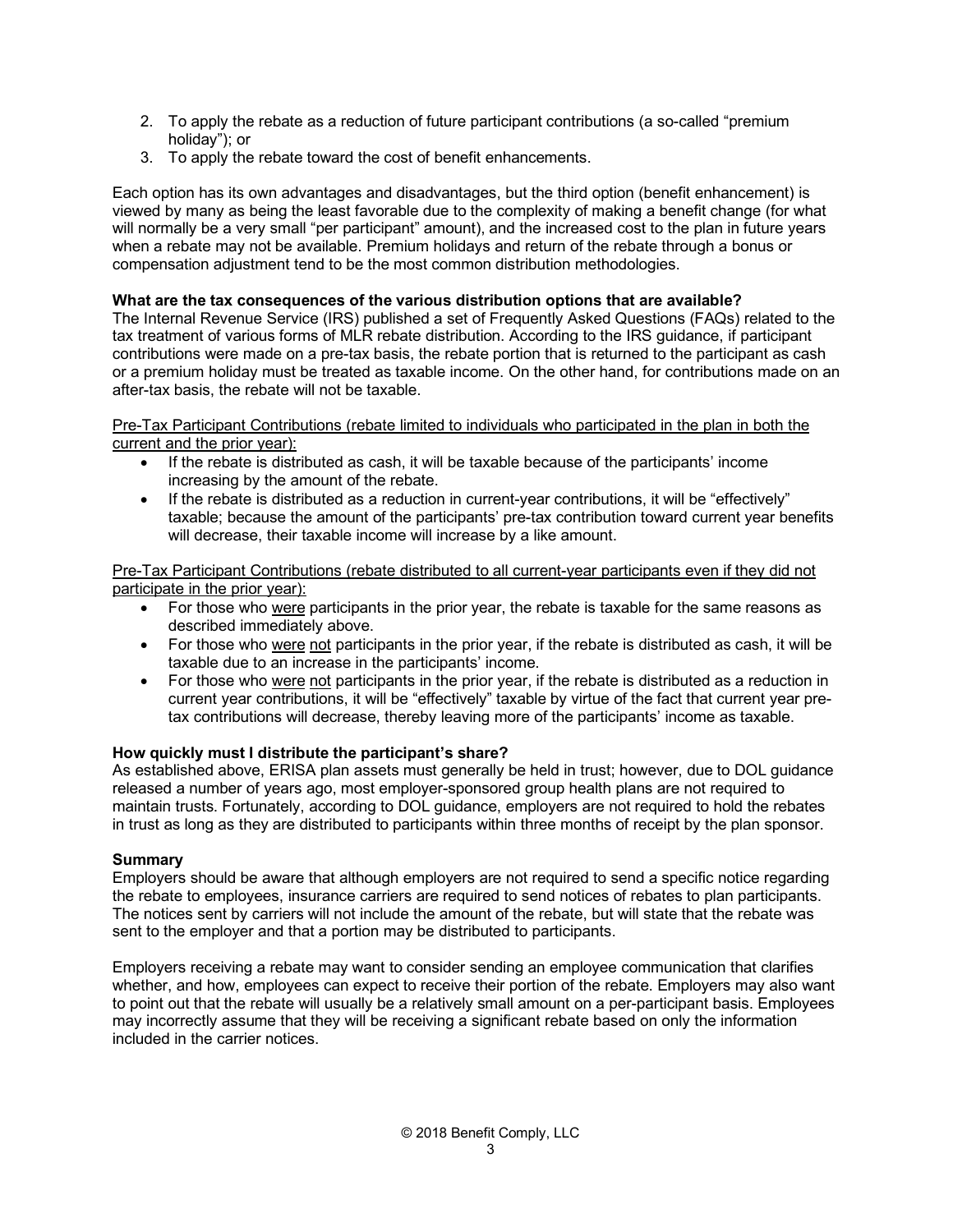2. To apply the rebate as a reduction of future participant contributions (a so-called "premium holiday"); or
3. To apply the rebate toward the cost of benefit enhancements.

Each option has its own advantages and disadvantages, but the third option (benefit enhancement) is viewed by many as being the least favorable due to the complexity of making a benefit change (for what will normally be a very small "per participant" amount), and the increased cost to the plan in future years when a rebate may not be available. Premium holidays and return of the rebate through a bonus or compensation adjustment tend to be the most common distribution methodologies.

**What are the tax consequences of the various distribution options that are available?**
The Internal Revenue Service (IRS) published a set of Frequently Asked Questions (FAQs) related to the tax treatment of various forms of MLR rebate distribution. According to the IRS guidance, if participant contributions were made on a pre-tax basis, the rebate portion that is returned to the participant as cash or a premium holiday must be treated as taxable income. On the other hand, for contributions made on an after-tax basis, the rebate will not be taxable.

<u>Pre-Tax Participant Contributions (rebate limited to individuals who participated in the plan in both the current and the prior year):</u>

- If the rebate is distributed as cash, it will be taxable because of the participants' income increasing by the amount of the rebate.
- If the rebate is distributed as a reduction in current-year contributions, it will be "effectively" taxable; because the amount of the participants' pre-tax contribution toward current year benefits will decrease, their taxable income will increase by a like amount.

<u>Pre-Tax Participant Contributions (rebate distributed to all current-year participants even if they did not participate in the prior year):</u>

- For those who <u>were</u> participants in the prior year, the rebate is taxable for the same reasons as described immediately above.
- For those who <u>were</u> <u>not</u> participants in the prior year, if the rebate is distributed as cash, it will be taxable due to an increase in the participants' income.
- For those who <u>were</u> <u>not</u> participants in the prior year, if the rebate is distributed as a reduction in current year contributions, it will be "effectively" taxable by virtue of the fact that current year pre-tax contributions will decrease, thereby leaving more of the participants' income as taxable.

**How quickly must I distribute the participant's share?**
As established above, ERISA plan assets must generally be held in trust; however, due to DOL guidance released a number of years ago, most employer-sponsored group health plans are not required to maintain trusts. Fortunately, according to DOL guidance, employers are not required to hold the rebates in trust as long as they are distributed to participants within three months of receipt by the plan sponsor.

**Summary**
Employers should be aware that although employers are not required to send a specific notice regarding the rebate to employees, insurance carriers are required to send notices of rebates to plan participants. The notices sent by carriers will not include the amount of the rebate, but will state that the rebate was sent to the employer and that a portion may be distributed to participants.

Employers receiving a rebate may want to consider sending an employee communication that clarifies whether, and how, employees can expect to receive their portion of the rebate. Employers may also want to point out that the rebate will usually be a relatively small amount on a per-participant basis. Employees may incorrectly assume that they will be receiving a significant rebate based on only the information included in the carrier notices.

© 2018 Benefit Comply, LLC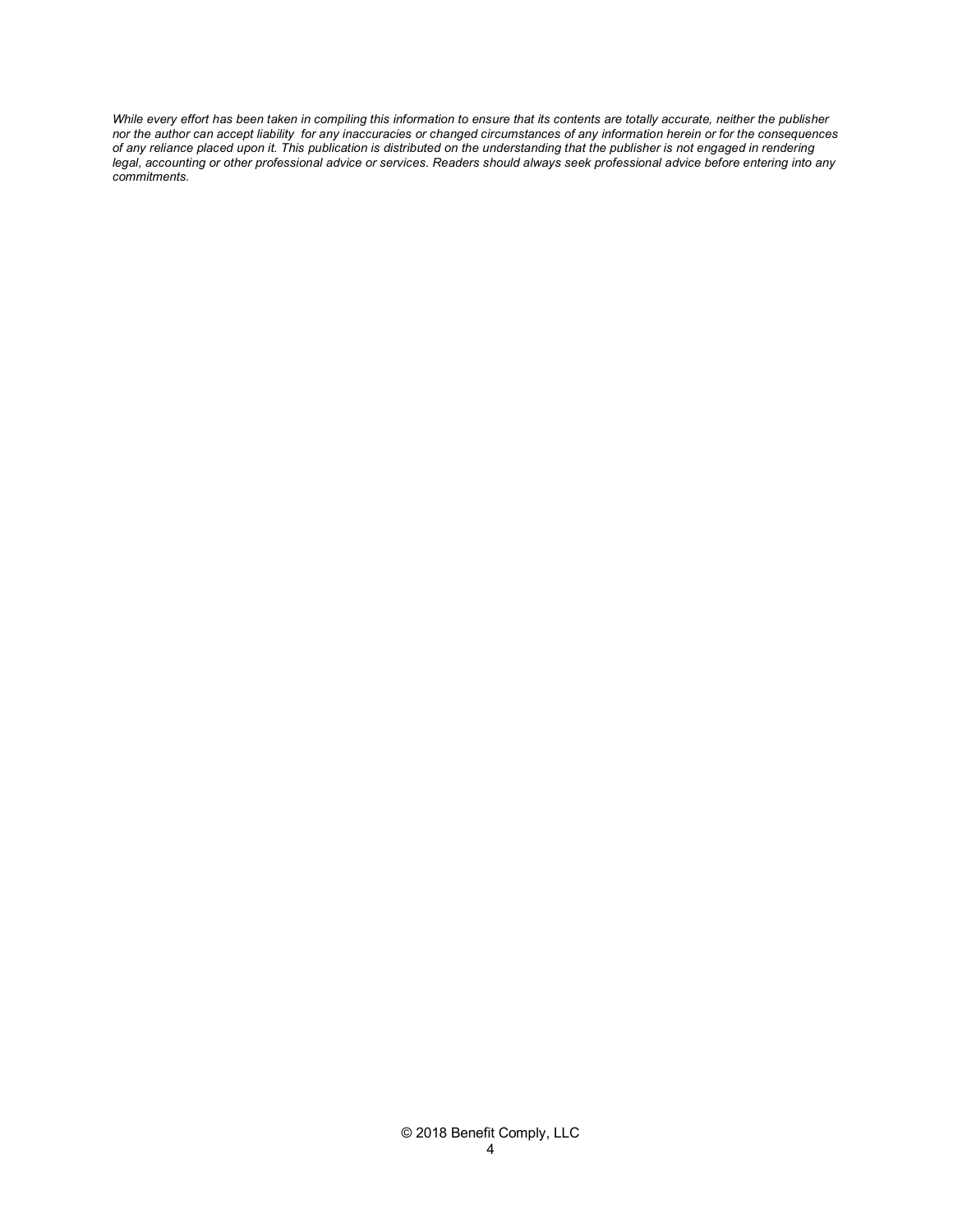*While every effort has been taken in compiling this information to ensure that its contents are totally accurate, neither the publisher nor the author can accept liability for any inaccuracies or changed circumstances of any information herein or for the consequences of any reliance placed upon it. This publication is distributed on the understanding that the publisher is not engaged in rendering legal, accounting or other professional advice or services. Readers should always seek professional advice before entering into any commitments.*

© 2018 Benefit Comply, LLC